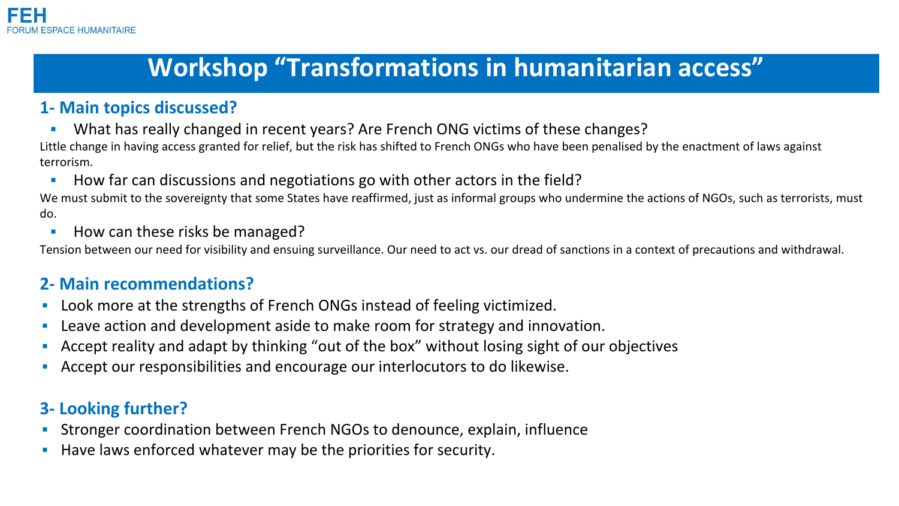FEH
FORUM ESPACE HUMANITAIRE

# Workshop "Transformations in humanitarian access"

## 1- Main topics discussed?

- What has really changed in recent years? Are French ONG victims of these changes?

Little change in having access granted for relief, but the risk has shifted to French ONGs who have been penalised by the enactment of laws against terrorism.

- How far can discussions and negotiations go with other actors in the field?

We must submit to the sovereignty that some States have reaffirmed, just as informal groups who undermine the actions of NGOs, such as terrorists, must do.

- How can these risks be managed?

Tension between our need for visibility and ensuing surveillance. Our need to act vs. our dread of sanctions in a context of precautions and withdrawal.

## 2- Main recommendations?

- Look more at the strengths of French ONGs instead of feeling victimized.
- Leave action and development aside to make room for strategy and innovation.
- Accept reality and adapt by thinking "out of the box" without losing sight of our objectives
- Accept our responsibilities and encourage our interlocutors to do likewise.

## 3- Looking further?

- Stronger coordination between French NGOs to denounce, explain, influence
- Have laws enforced whatever may be the priorities for security.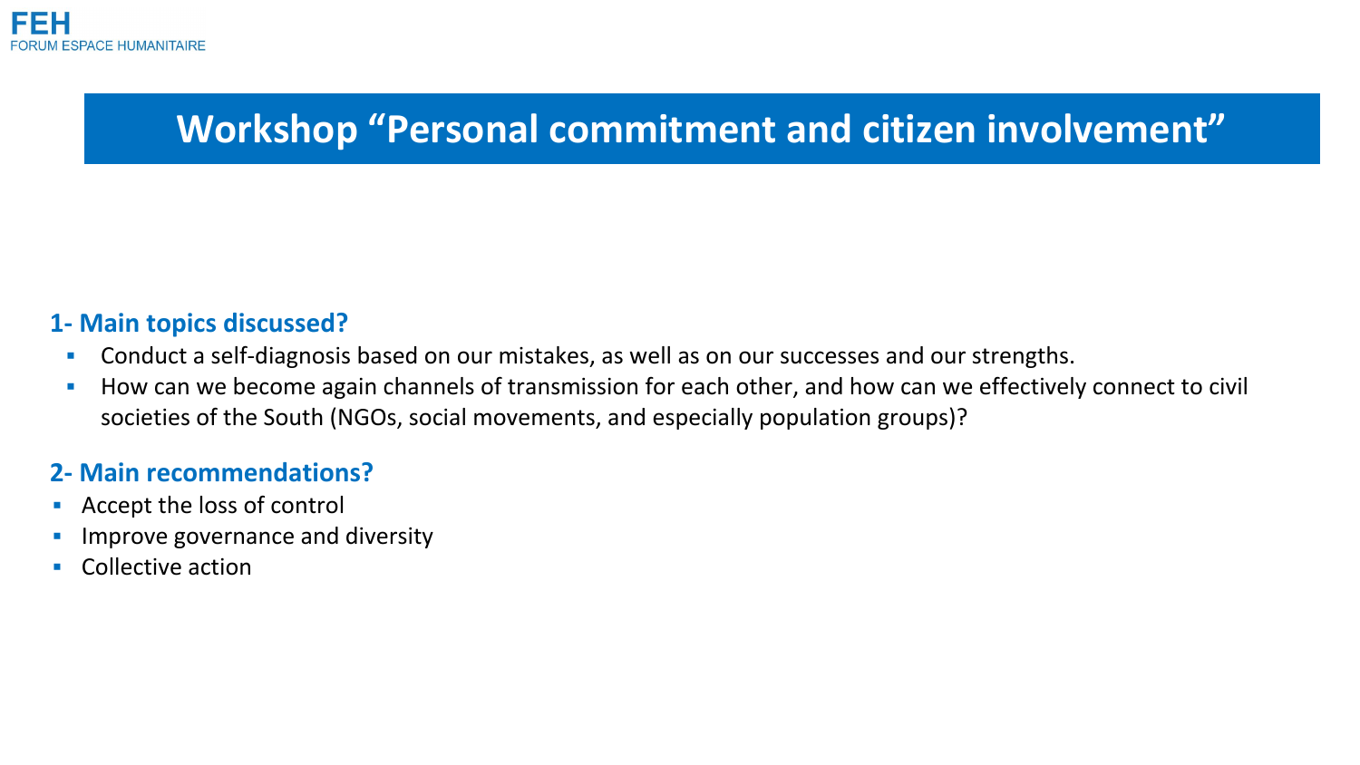# Workshop “Personal commitment and citizen involvement”

## 1- Main topics discussed?

- Conduct a self-diagnosis based on our mistakes, as well as on our successes and our strengths.
- How can we become again channels of transmission for each other, and how can we effectively connect to civil societies of the South (NGOs, social movements, and especially population groups)?

## 2- Main recommendations?

- Accept the loss of control
- Improve governance and diversity
- Collective action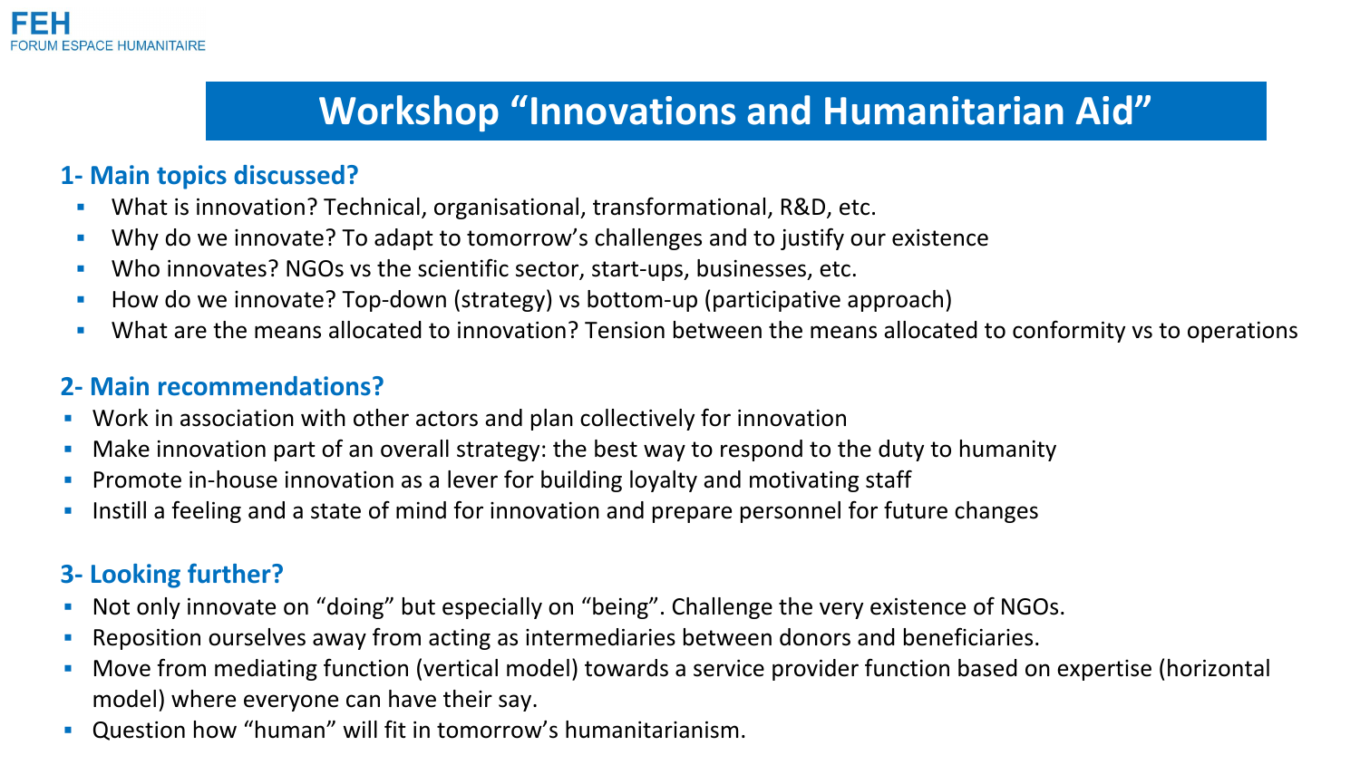FEH
FORUM ESPACE HUMANITAIRE

# Workshop “Innovations and Humanitarian Aid”

## 1- Main topics discussed?

- What is innovation? Technical, organisational, transformational, R&D, etc.
- Why do we innovate? To adapt to tomorrow’s challenges and to justify our existence
- Who innovates? NGOs vs the scientific sector, start-ups, businesses, etc.
- How do we innovate? Top-down (strategy) vs bottom-up (participative approach)
- What are the means allocated to innovation? Tension between the means allocated to conformity vs to operations

## 2- Main recommendations?

- Work in association with other actors and plan collectively for innovation
- Make innovation part of an overall strategy: the best way to respond to the duty to humanity
- Promote in-house innovation as a lever for building loyalty and motivating staff
- Instill a feeling and a state of mind for innovation and prepare personnel for future changes

## 3- Looking further?

- Not only innovate on “doing” but especially on “being”. Challenge the very existence of NGOs.
- Reposition ourselves away from acting as intermediaries between donors and beneficiaries.
- Move from mediating function (vertical model) towards a service provider function based on expertise (horizontal model) where everyone can have their say.
- Question how “human” will fit in tomorrow’s humanitarianism.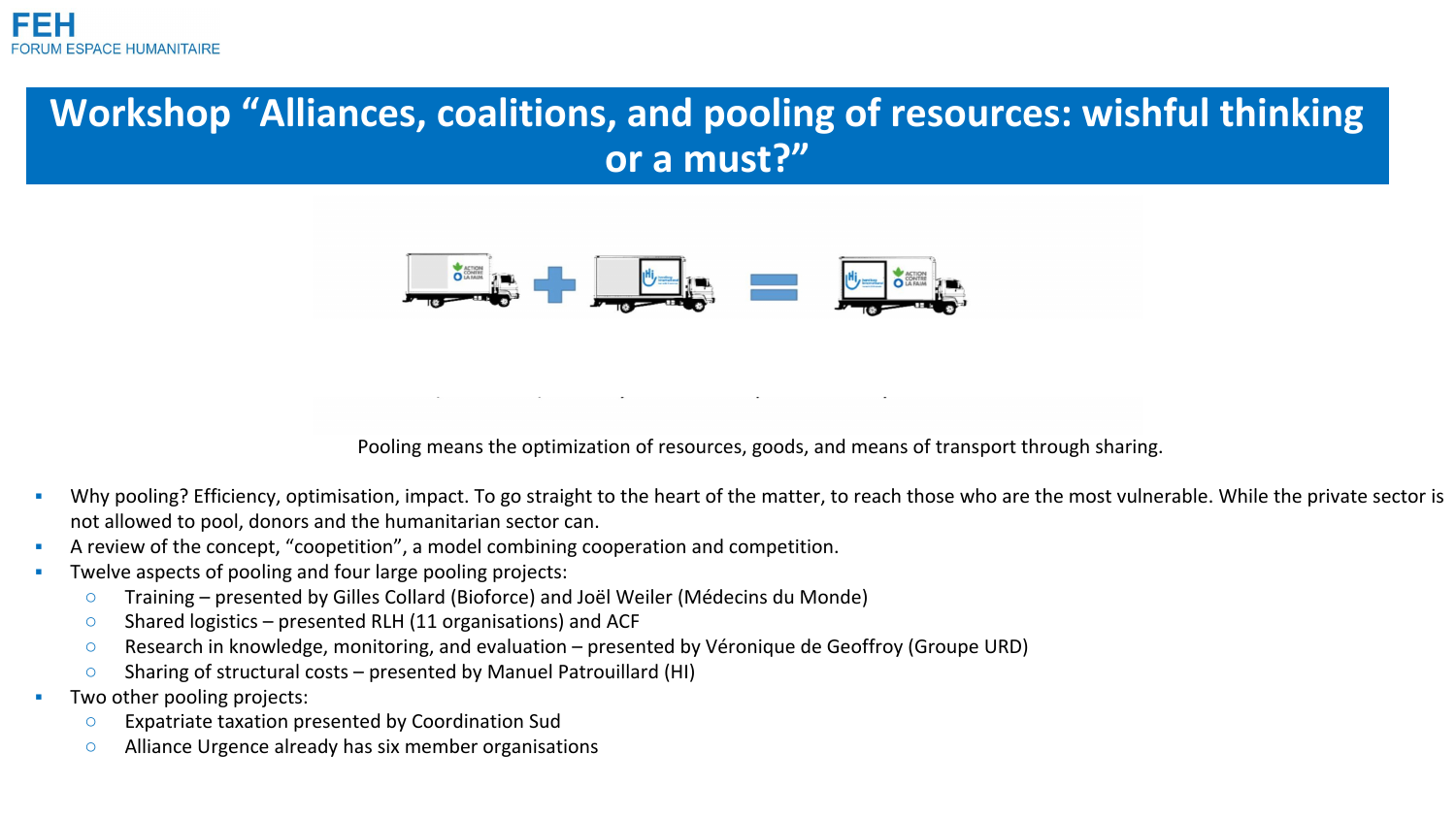# Workshop "Alliances, coalitions, and pooling of resources: wishful thinking or a must?"

Pooling means the optimization of resources, goods, and means of transport through sharing.

- Why pooling? Efficiency, optimisation, impact. To go straight to the heart of the matter, to reach those who are the most vulnerable. While the private sector is not allowed to pool, donors and the humanitarian sector can.
- A review of the concept, "coopetition", a model combining cooperation and competition.
- Twelve aspects of pooling and four large pooling projects:
    - Training – presented by Gilles Collard (Bioforce) and Joël Weiler (Médecins du Monde)
    - Shared logistics – presented RLH (11 organisations) and ACF
    - Research in knowledge, monitoring, and evaluation – presented by Véronique de Geoffroy (Groupe URD)
    - Sharing of structural costs – presented by Manuel Patrouillard (HI)
- Two other pooling projects:
    - Expatriate taxation presented by Coordination Sud
    - Alliance Urgence already has six member organisations